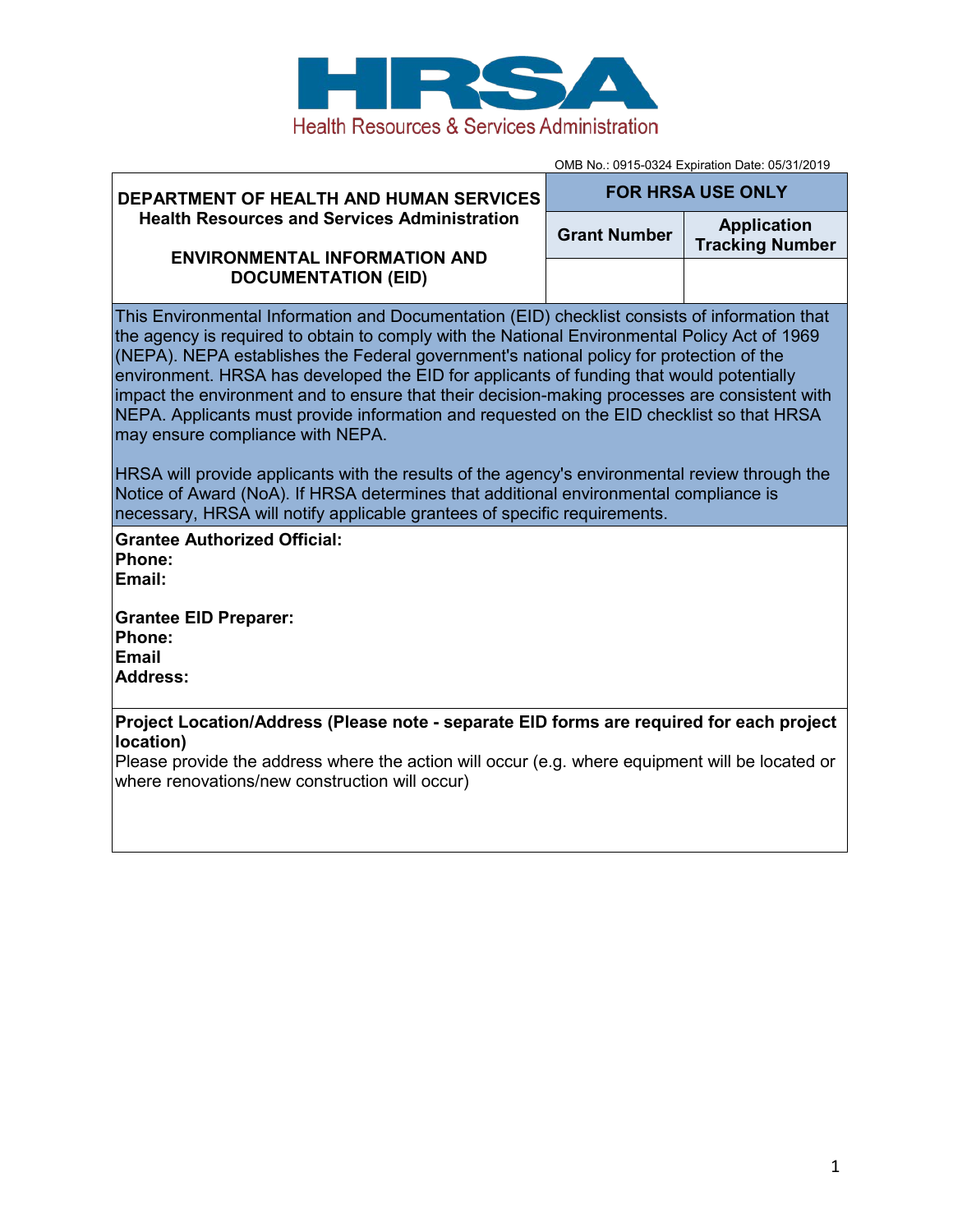HRSA
Health Resources & Services Administration

OMB No.: 0915-0324 Expiration Date: 05/31/2019

| **DEPARTMENT OF HEALTH AND HUMAN SERVICES**<br>**Health Resources and Services Administration**<br><br>**ENVIRONMENTAL INFORMATION AND DOCUMENTATION (EID)** | **FOR HRSA USE ONLY** | |
|---|---|---|
| | **Grant Number** | **Application Tracking Number** |
| | | |

This Environmental Information and Documentation (EID) checklist consists of information that the agency is required to obtain to comply with the National Environmental Policy Act of 1969 (NEPA). NEPA establishes the Federal government's national policy for protection of the environment. HRSA has developed the EID for applicants of funding that would potentially impact the environment and to ensure that their decision-making processes are consistent with NEPA. Applicants must provide information and requested on the EID checklist so that HRSA may ensure compliance with NEPA.

HRSA will provide applicants with the results of the agency's environmental review through the Notice of Award (NoA). If HRSA determines that additional environmental compliance is necessary, HRSA will notify applicable grantees of specific requirements.

**Grantee Authorized Official:**
**Phone:**
**Email:**

**Grantee EID Preparer:**
**Phone:**
**Email**
**Address:**

**Project Location/Address (Please note - separate EID forms are required for each project location)**
Please provide the address where the action will occur (e.g. where equipment will be located or where renovations/new construction will occur)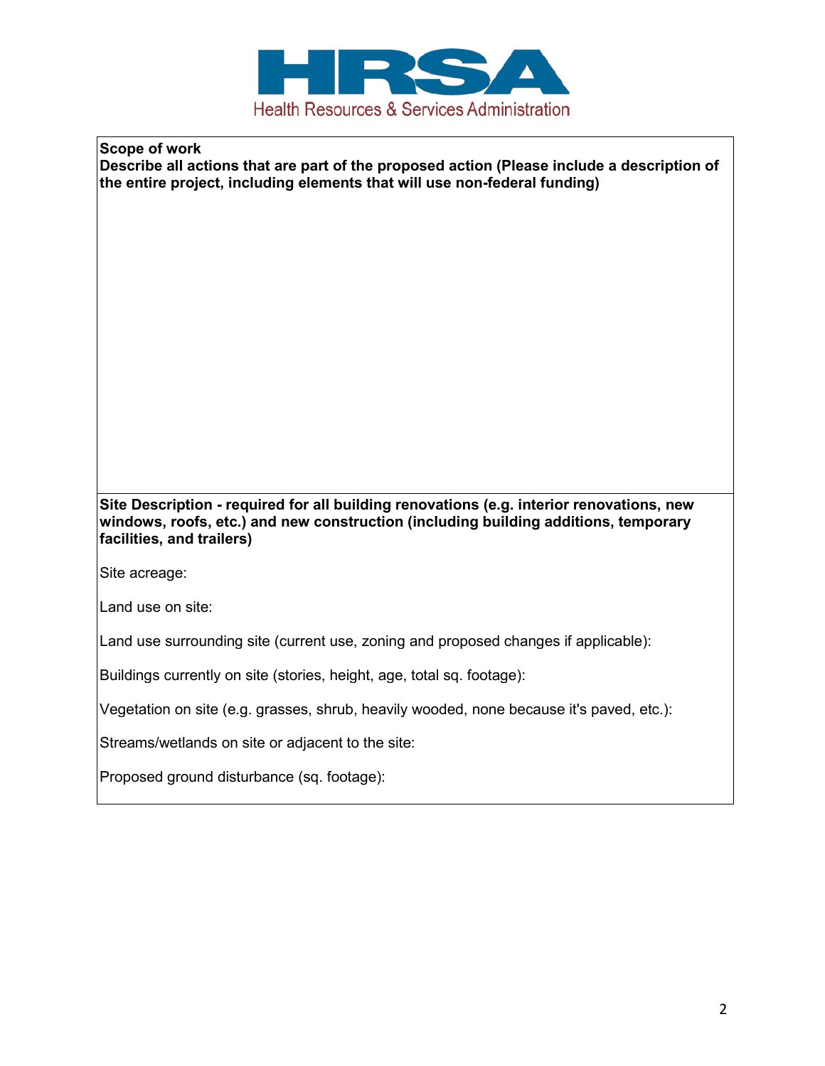**Scope of work**

**Describe all actions that are part of the proposed action (Please include a description of the entire project, including elements that will use non-federal funding)**

**Site Description - required for all building renovations (e.g. interior renovations, new windows, roofs, etc.) and new construction (including building additions, temporary facilities, and trailers)**

Site acreage:

Land use on site:

Land use surrounding site (current use, zoning and proposed changes if applicable):

Buildings currently on site (stories, height, age, total sq. footage):

Vegetation on site (e.g. grasses, shrub, heavily wooded, none because it's paved, etc.):

Streams/wetlands on site or adjacent to the site:

Proposed ground disturbance (sq. footage):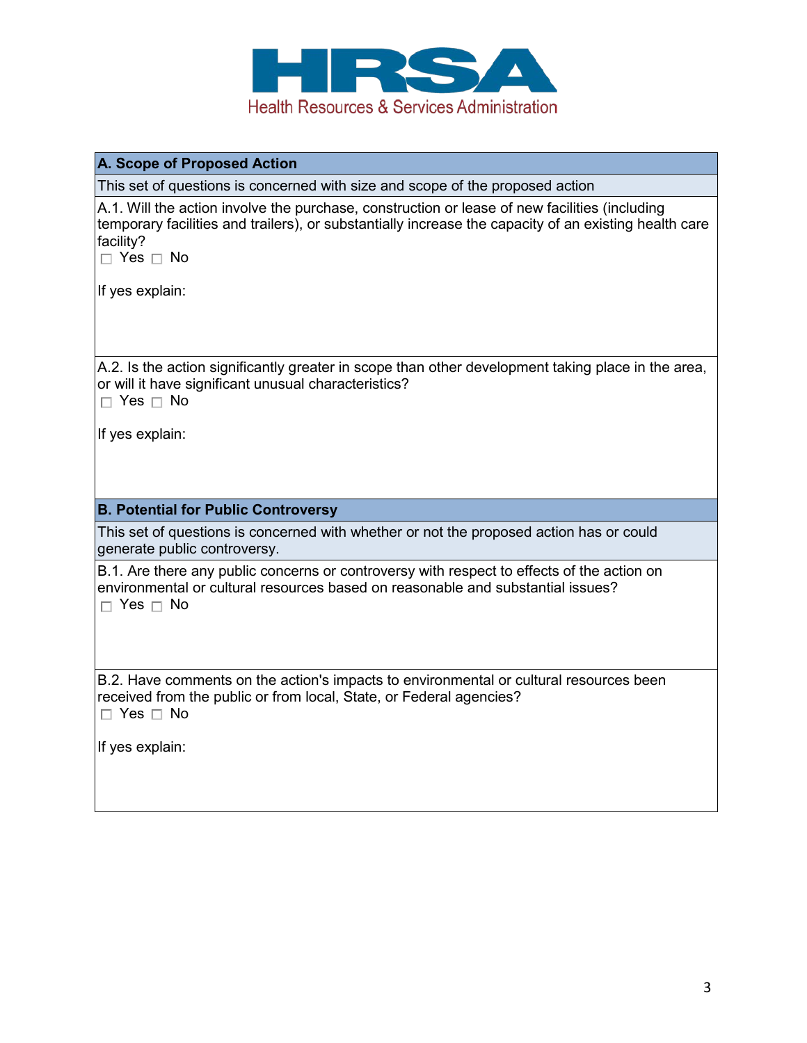**HRSA**
Health Resources & Services Administration

## A. Scope of Proposed Action

This set of questions is concerned with size and scope of the proposed action

A.1. Will the action involve the purchase, construction or lease of new facilities (including temporary facilities and trailers), or substantially increase the capacity of an existing health care facility?

☐ Yes ☐ No

If yes explain:

A.2. Is the action significantly greater in scope than other development taking place in the area, or will it have significant unusual characteristics?

☐ Yes ☐ No

If yes explain:

## B. Potential for Public Controversy

This set of questions is concerned with whether or not the proposed action has or could generate public controversy.

B.1. Are there any public concerns or controversy with respect to effects of the action on environmental or cultural resources based on reasonable and substantial issues?

☐ Yes ☐ No

B.2. Have comments on the action's impacts to environmental or cultural resources been received from the public or from local, State, or Federal agencies?

☐ Yes ☐ No

If yes explain: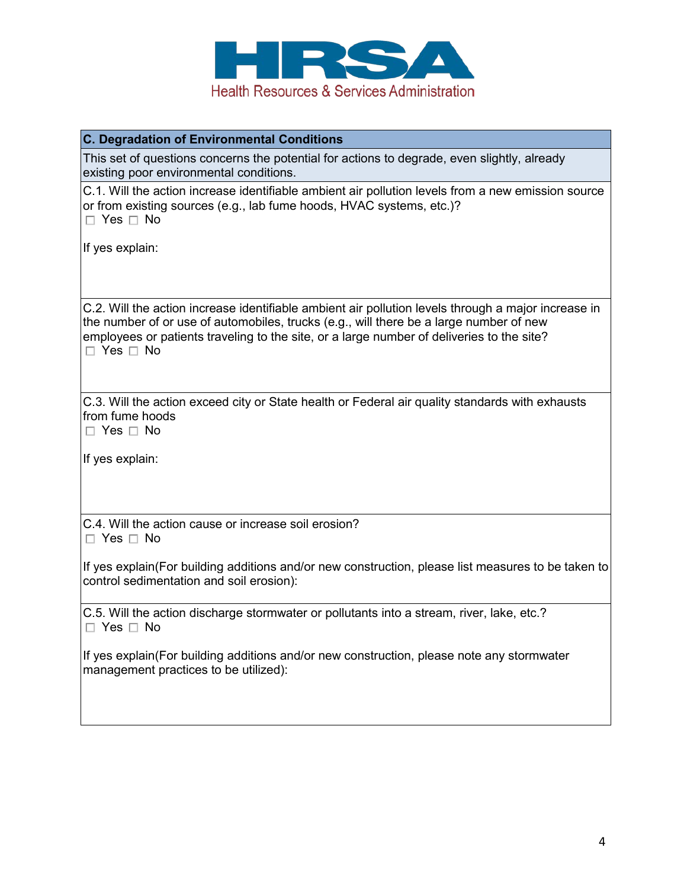## C. Degradation of Environmental Conditions

This set of questions concerns the potential for actions to degrade, even slightly, already existing poor environmental conditions.

C.1. Will the action increase identifiable ambient air pollution levels from a new emission source or from existing sources (e.g., lab fume hoods, HVAC systems, etc.)?
☐ Yes ☐ No

If yes explain:

C.2. Will the action increase identifiable ambient air pollution levels through a major increase in the number of or use of automobiles, trucks (e.g., will there be a large number of new employees or patients traveling to the site, or a large number of deliveries to the site?
☐ Yes ☐ No

C.3. Will the action exceed city or State health or Federal air quality standards with exhausts from fume hoods
☐ Yes ☐ No

If yes explain:

C.4. Will the action cause or increase soil erosion?
☐ Yes ☐ No

If yes explain(For building additions and/or new construction, please list measures to be taken to control sedimentation and soil erosion):

C.5. Will the action discharge stormwater or pollutants into a stream, river, lake, etc.?
☐ Yes ☐ No

If yes explain(For building additions and/or new construction, please note any stormwater management practices to be utilized):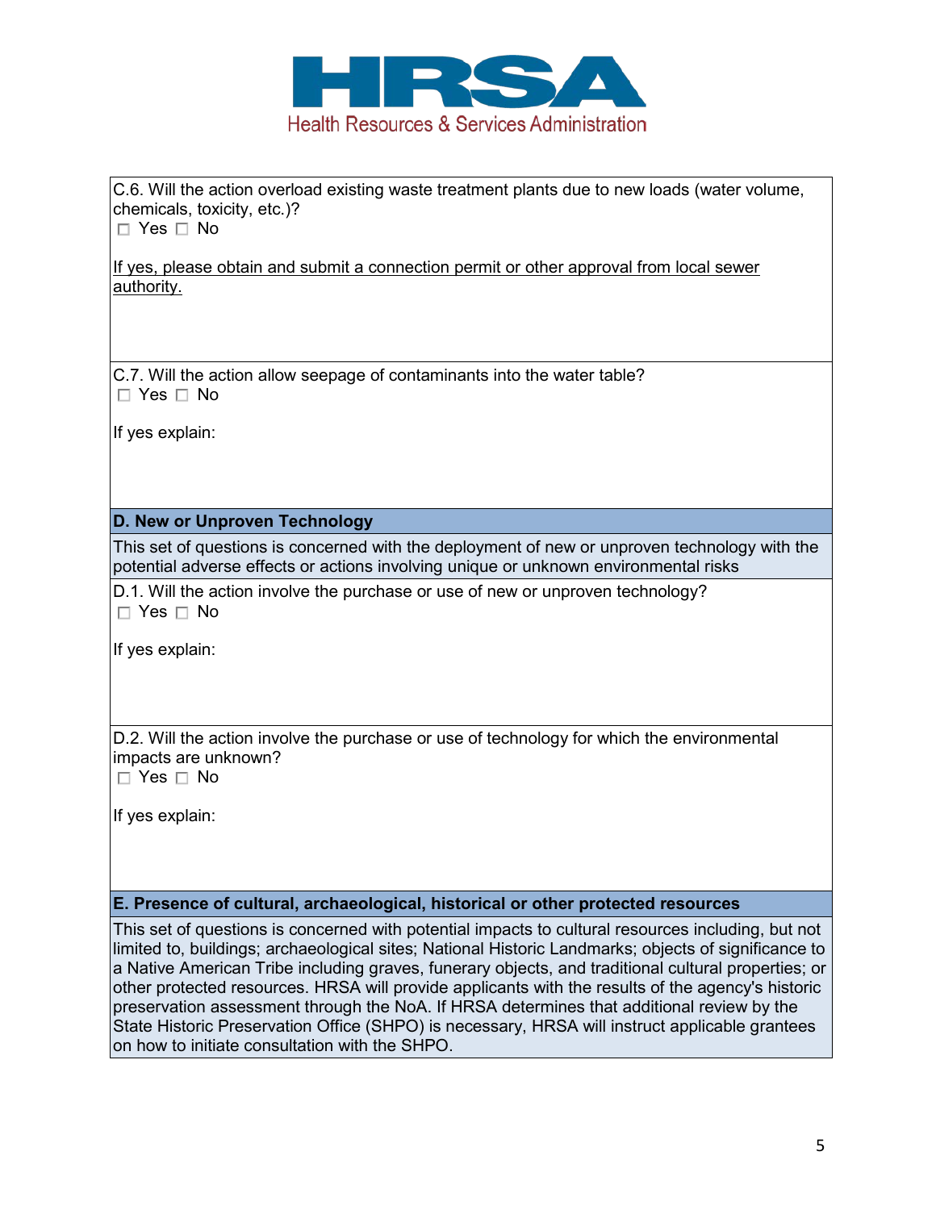C.6. Will the action overload existing waste treatment plants due to new loads (water volume, chemicals, toxicity, etc.)?
☐ Yes ☐ No

If yes, please obtain and submit a connection permit or other approval from local sewer authority.

C.7. Will the action allow seepage of contaminants into the water table?
☐ Yes ☐ No

If yes explain:

**D. New or Unproven Technology**

This set of questions is concerned with the deployment of new or unproven technology with the potential adverse effects or actions involving unique or unknown environmental risks

D.1. Will the action involve the purchase or use of new or unproven technology?
☐ Yes ☐ No

If yes explain:

D.2. Will the action involve the purchase or use of technology for which the environmental impacts are unknown?
☐ Yes ☐ No

If yes explain:

**E. Presence of cultural, archaeological, historical or other protected resources**

This set of questions is concerned with potential impacts to cultural resources including, but not limited to, buildings; archaeological sites; National Historic Landmarks; objects of significance to a Native American Tribe including graves, funerary objects, and traditional cultural properties; or other protected resources. HRSA will provide applicants with the results of the agency's historic preservation assessment through the NoA. If HRSA determines that additional review by the State Historic Preservation Office (SHPO) is necessary, HRSA will instruct applicable grantees on how to initiate consultation with the SHPO.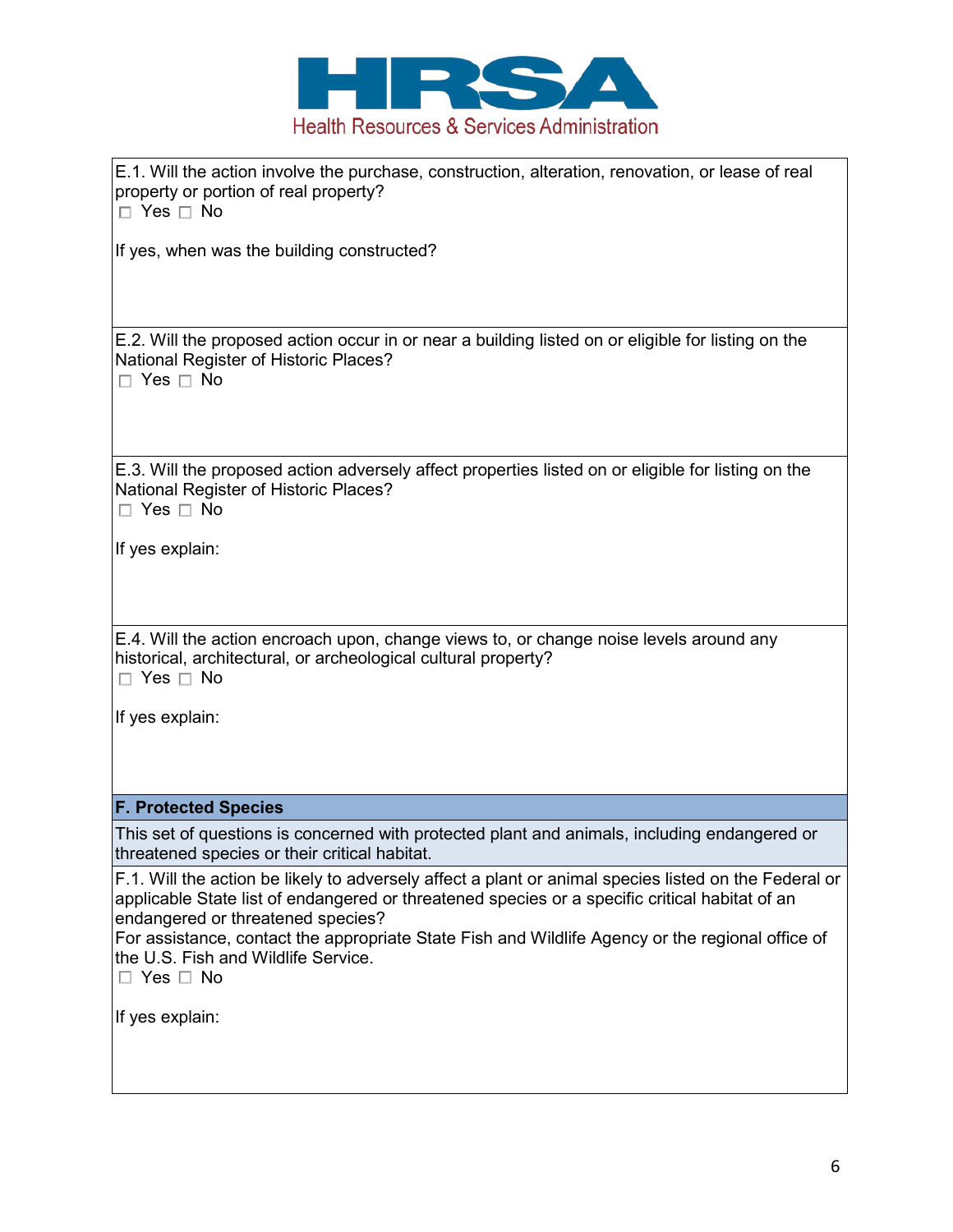**HRSA**
Health Resources & Services Administration

E.1. Will the action involve the purchase, construction, alteration, renovation, or lease of real property or portion of real property?
☐ Yes ☐ No

If yes, when was the building constructed?

E.2. Will the proposed action occur in or near a building listed on or eligible for listing on the National Register of Historic Places?
☐ Yes ☐ No

E.3. Will the proposed action adversely affect properties listed on or eligible for listing on the National Register of Historic Places?
☐ Yes ☐ No

If yes explain:

E.4. Will the action encroach upon, change views to, or change noise levels around any historical, architectural, or archeological cultural property?
☐ Yes ☐ No

If yes explain:

## F. Protected Species

This set of questions is concerned with protected plant and animals, including endangered or threatened species or their critical habitat.

F.1. Will the action be likely to adversely affect a plant or animal species listed on the Federal or applicable State list of endangered or threatened species or a specific critical habitat of an endangered or threatened species?
For assistance, contact the appropriate State Fish and Wildlife Agency or the regional office of the U.S. Fish and Wildlife Service.
☐ Yes ☐ No

If yes explain: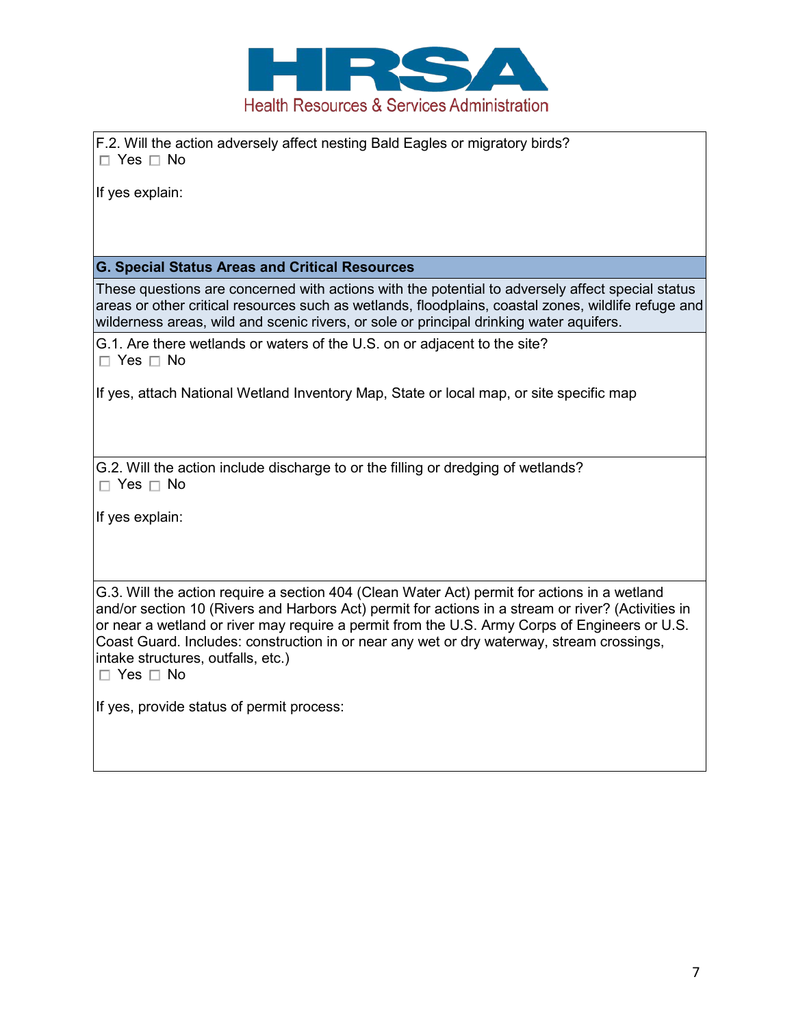F.2. Will the action adversely affect nesting Bald Eagles or migratory birds?
☐ Yes ☐ No

If yes explain:

## G. Special Status Areas and Critical Resources

These questions are concerned with actions with the potential to adversely affect special status areas or other critical resources such as wetlands, floodplains, coastal zones, wildlife refuge and wilderness areas, wild and scenic rivers, or sole or principal drinking water aquifers.

G.1. Are there wetlands or waters of the U.S. on or adjacent to the site?
☐ Yes ☐ No

If yes, attach National Wetland Inventory Map, State or local map, or site specific map

G.2. Will the action include discharge to or the filling or dredging of wetlands?
☐ Yes ☐ No

If yes explain:

G.3. Will the action require a section 404 (Clean Water Act) permit for actions in a wetland and/or section 10 (Rivers and Harbors Act) permit for actions in a stream or river? (Activities in or near a wetland or river may require a permit from the U.S. Army Corps of Engineers or U.S. Coast Guard. Includes: construction in or near any wet or dry waterway, stream crossings, intake structures, outfalls, etc.)
☐ Yes ☐ No

If yes, provide status of permit process: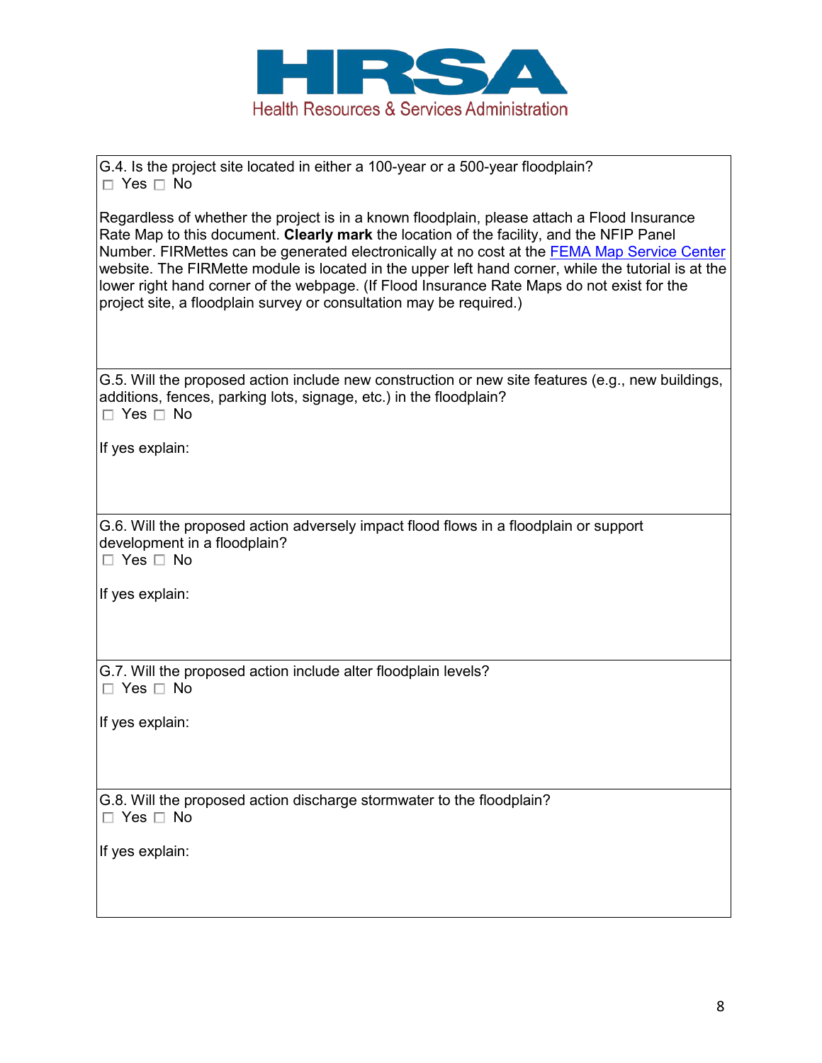G.4. Is the project site located in either a 100-year or a 500-year floodplain?
☐ Yes ☐ No

Regardless of whether the project is in a known floodplain, please attach a Flood Insurance Rate Map to this document. **Clearly mark** the location of the facility, and the NFIP Panel Number. FIRMettes can be generated electronically at no cost at the FEMA Map Service Center website. The FIRMette module is located in the upper left hand corner, while the tutorial is at the lower right hand corner of the webpage. (If Flood Insurance Rate Maps do not exist for the project site, a floodplain survey or consultation may be required.)

G.5. Will the proposed action include new construction or new site features (e.g., new buildings, additions, fences, parking lots, signage, etc.) in the floodplain?
☐ Yes ☐ No

If yes explain:

G.6. Will the proposed action adversely impact flood flows in a floodplain or support development in a floodplain?
☐ Yes ☐ No

If yes explain:

G.7. Will the proposed action include alter floodplain levels?
☐ Yes ☐ No

If yes explain:

G.8. Will the proposed action discharge stormwater to the floodplain?
☐ Yes ☐ No

If yes explain: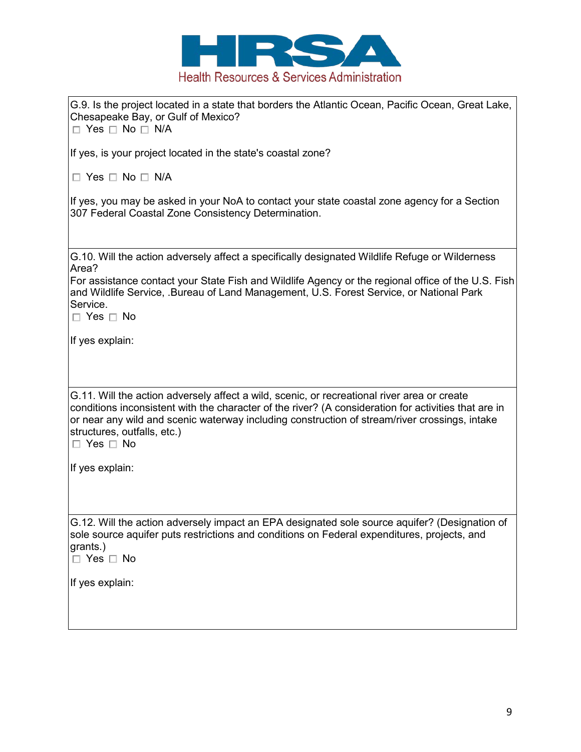G.9. Is the project located in a state that borders the Atlantic Ocean, Pacific Ocean, Great Lake, Chesapeake Bay, or Gulf of Mexico?

☐ Yes ☐ No ☐ N/A

If yes, is your project located in the state's coastal zone?

☐ Yes ☐ No ☐ N/A

If yes, you may be asked in your NoA to contact your state coastal zone agency for a Section 307 Federal Coastal Zone Consistency Determination.

G.10. Will the action adversely affect a specifically designated Wildlife Refuge or Wilderness Area?

For assistance contact your State Fish and Wildlife Agency or the regional office of the U.S. Fish and Wildlife Service, .Bureau of Land Management, U.S. Forest Service, or National Park Service.

☐ Yes ☐ No

If yes explain:

G.11. Will the action adversely affect a wild, scenic, or recreational river area or create conditions inconsistent with the character of the river? (A consideration for activities that are in or near any wild and scenic waterway including construction of stream/river crossings, intake structures, outfalls, etc.)

☐ Yes ☐ No

If yes explain:

G.12. Will the action adversely impact an EPA designated sole source aquifer? (Designation of sole source aquifer puts restrictions and conditions on Federal expenditures, projects, and grants.)

☐ Yes ☐ No

If yes explain: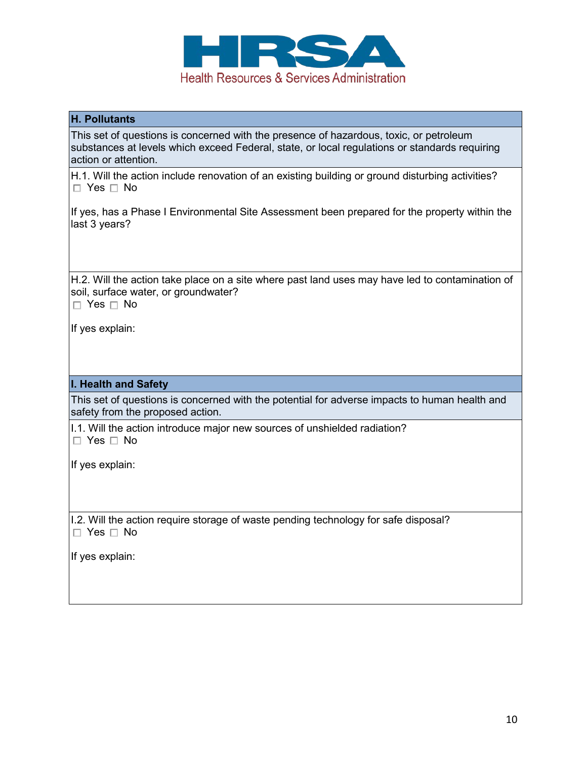## H. Pollutants

This set of questions is concerned with the presence of hazardous, toxic, or petroleum substances at levels which exceed Federal, state, or local regulations or standards requiring action or attention.

H.1. Will the action include renovation of an existing building or ground disturbing activities?

☐ Yes ☐ No

If yes, has a Phase I Environmental Site Assessment been prepared for the property within the last 3 years?

H.2. Will the action take place on a site where past land uses may have led to contamination of soil, surface water, or groundwater?

☐ Yes ☐ No

If yes explain:

## I. Health and Safety

This set of questions is concerned with the potential for adverse impacts to human health and safety from the proposed action.

I.1. Will the action introduce major new sources of unshielded radiation?

☐ Yes ☐ No

If yes explain:

I.2. Will the action require storage of waste pending technology for safe disposal?

☐ Yes ☐ No

If yes explain: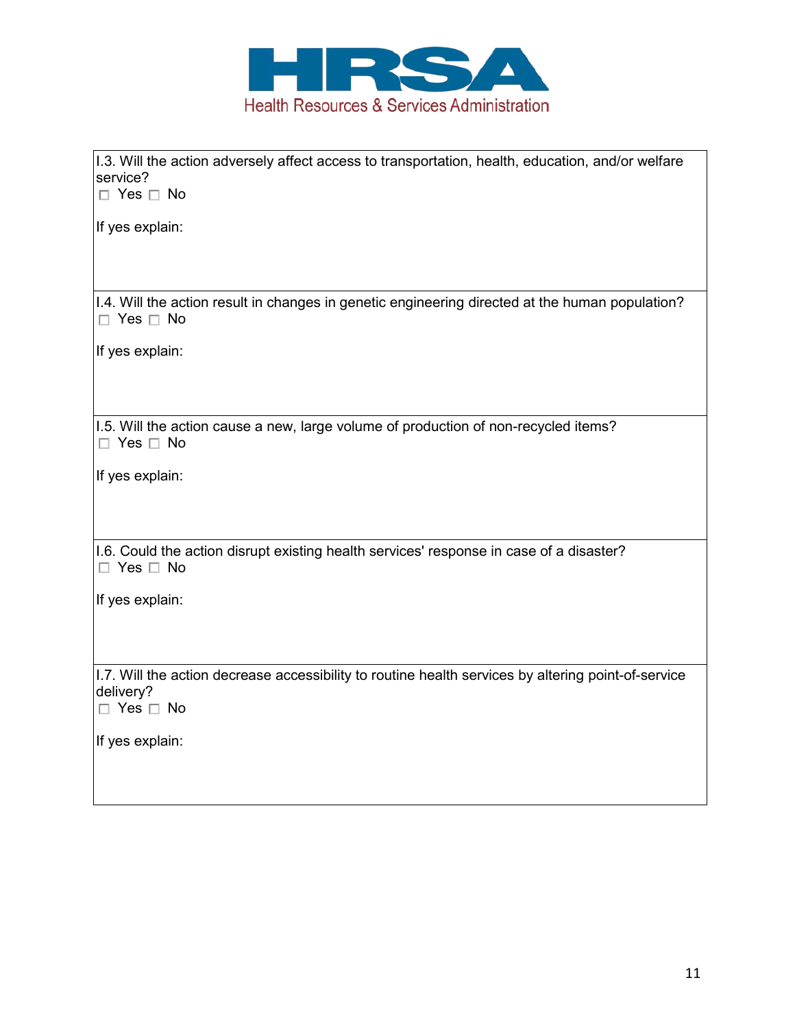I.3. Will the action adversely affect access to transportation, health, education, and/or welfare service?

☐ Yes ☐ No

If yes explain:

I.4. Will the action result in changes in genetic engineering directed at the human population?

☐ Yes ☐ No

If yes explain:

I.5. Will the action cause a new, large volume of production of non-recycled items?

☐ Yes ☐ No

If yes explain:

I.6. Could the action disrupt existing health services' response in case of a disaster?

☐ Yes ☐ No

If yes explain:

I.7. Will the action decrease accessibility to routine health services by altering point-of-service delivery?

☐ Yes ☐ No

If yes explain: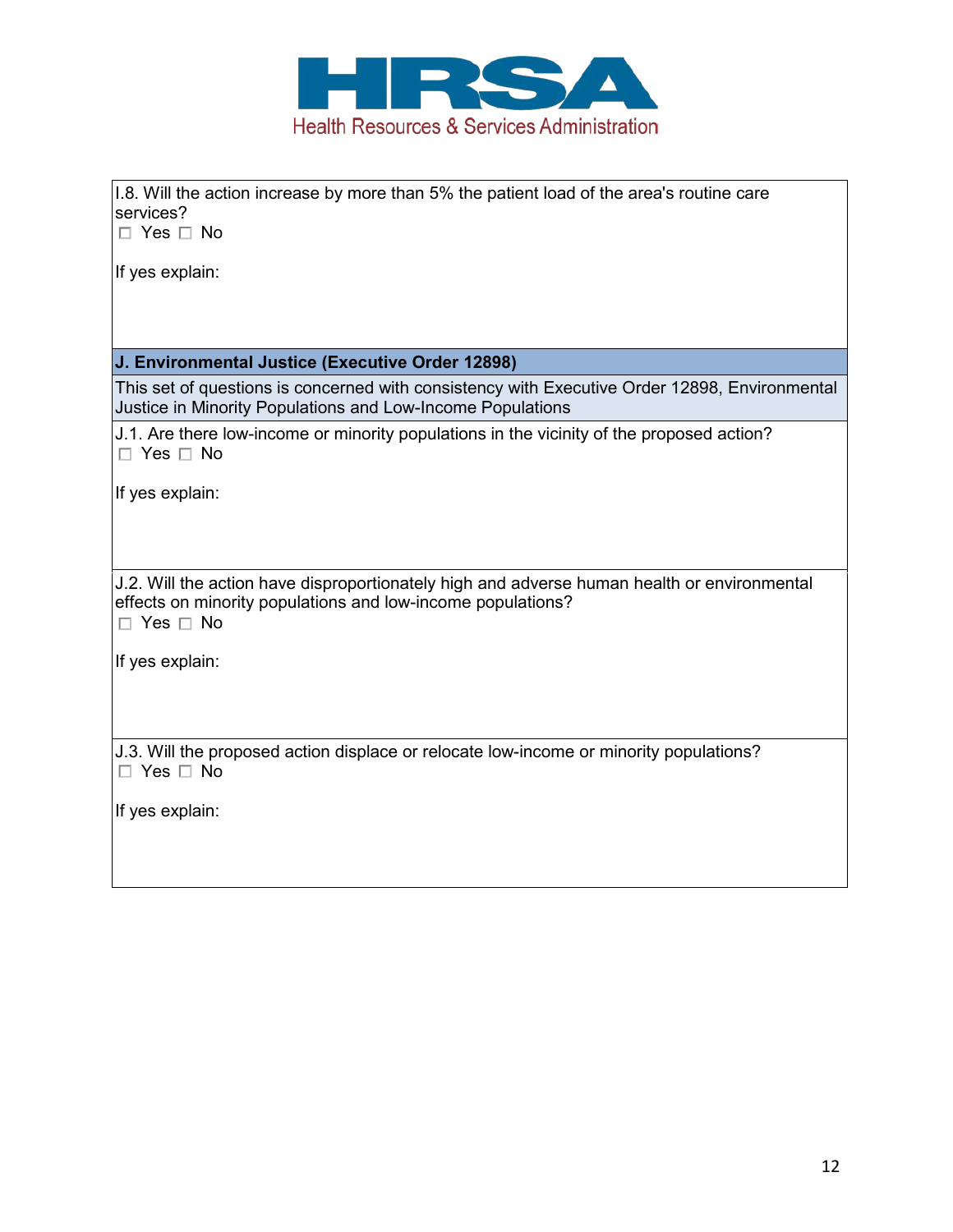I.8. Will the action increase by more than 5% the patient load of the area's routine care services?
☐ Yes ☐ No

If yes explain:

## J. Environmental Justice (Executive Order 12898)

This set of questions is concerned with consistency with Executive Order 12898, Environmental Justice in Minority Populations and Low-Income Populations

J.1. Are there low-income or minority populations in the vicinity of the proposed action?
☐ Yes ☐ No

If yes explain:

J.2. Will the action have disproportionately high and adverse human health or environmental effects on minority populations and low-income populations?
☐ Yes ☐ No

If yes explain:

J.3. Will the proposed action displace or relocate low-income or minority populations?
☐ Yes ☐ No

If yes explain: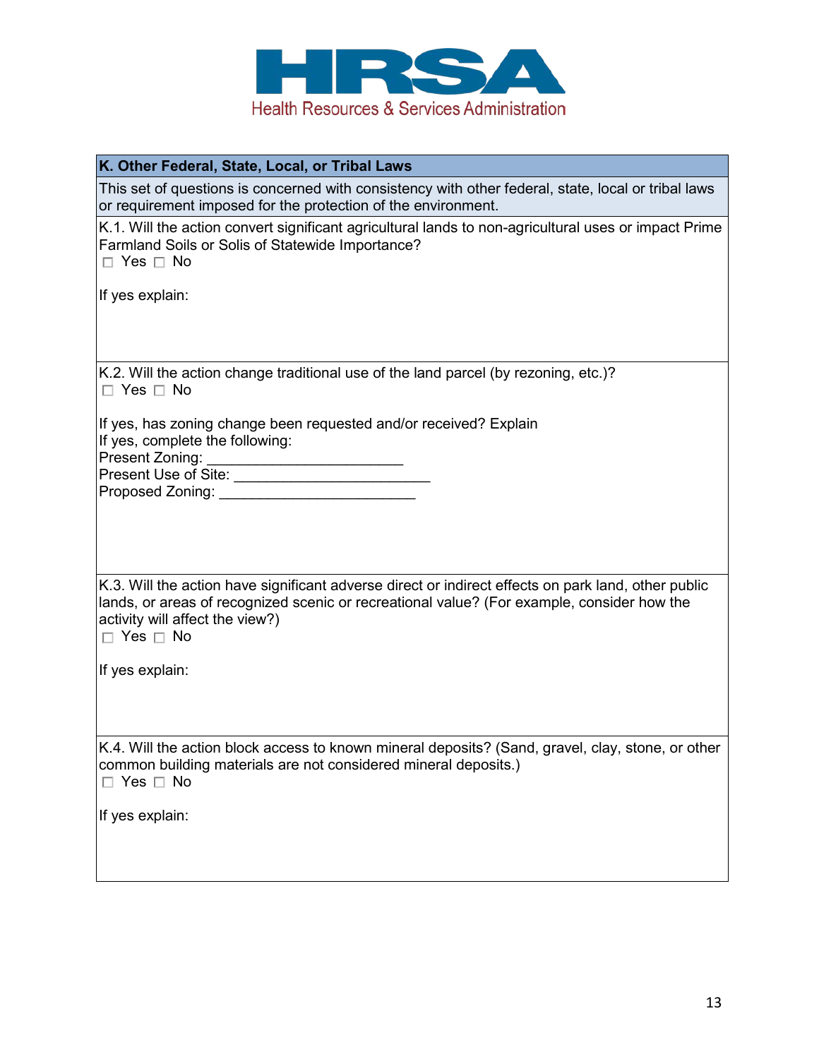## K. Other Federal, State, Local, or Tribal Laws

This set of questions is concerned with consistency with other federal, state, local or tribal laws or requirement imposed for the protection of the environment.

K.1. Will the action convert significant agricultural lands to non-agricultural uses or impact Prime Farmland Soils or Solis of Statewide Importance?

☐ Yes ☐ No

If yes explain:

K.2. Will the action change traditional use of the land parcel (by rezoning, etc.)?

☐ Yes ☐ No

If yes, has zoning change been requested and/or received? Explain
If yes, complete the following:
Present Zoning: ________________________
Present Use of Site: ________________________
Proposed Zoning: ________________________

K.3. Will the action have significant adverse direct or indirect effects on park land, other public lands, or areas of recognized scenic or recreational value? (For example, consider how the activity will affect the view?)

☐ Yes ☐ No

If yes explain:

K.4. Will the action block access to known mineral deposits? (Sand, gravel, clay, stone, or other common building materials are not considered mineral deposits.)

☐ Yes ☐ No

If yes explain: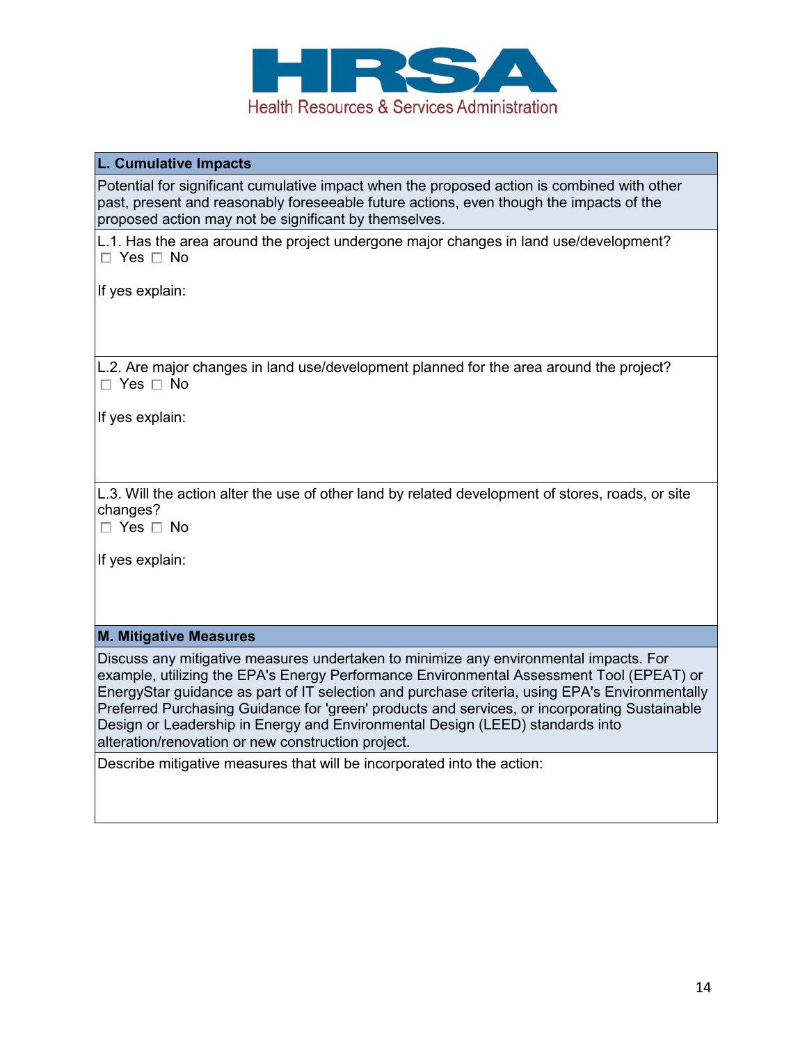**Health Resources & Services Administration**

## L. Cumulative Impacts

Potential for significant cumulative impact when the proposed action is combined with other past, present and reasonably foreseeable future actions, even though the impacts of the proposed action may not be significant by themselves.

L.1. Has the area around the project undergone major changes in land use/development?
☐ Yes ☐ No

If yes explain:

L.2. Are major changes in land use/development planned for the area around the project?
☐ Yes ☐ No

If yes explain:

L.3. Will the action alter the use of other land by related development of stores, roads, or site changes?
☐ Yes ☐ No

If yes explain:

## M. Mitigative Measures

Discuss any mitigative measures undertaken to minimize any environmental impacts. For example, utilizing the EPA's Energy Performance Environmental Assessment Tool (EPEAT) or EnergyStar guidance as part of IT selection and purchase criteria, using EPA's Environmentally Preferred Purchasing Guidance for 'green' products and services, or incorporating Sustainable Design or Leadership in Energy and Environmental Design (LEED) standards into alteration/renovation or new construction project.

Describe mitigative measures that will be incorporated into the action: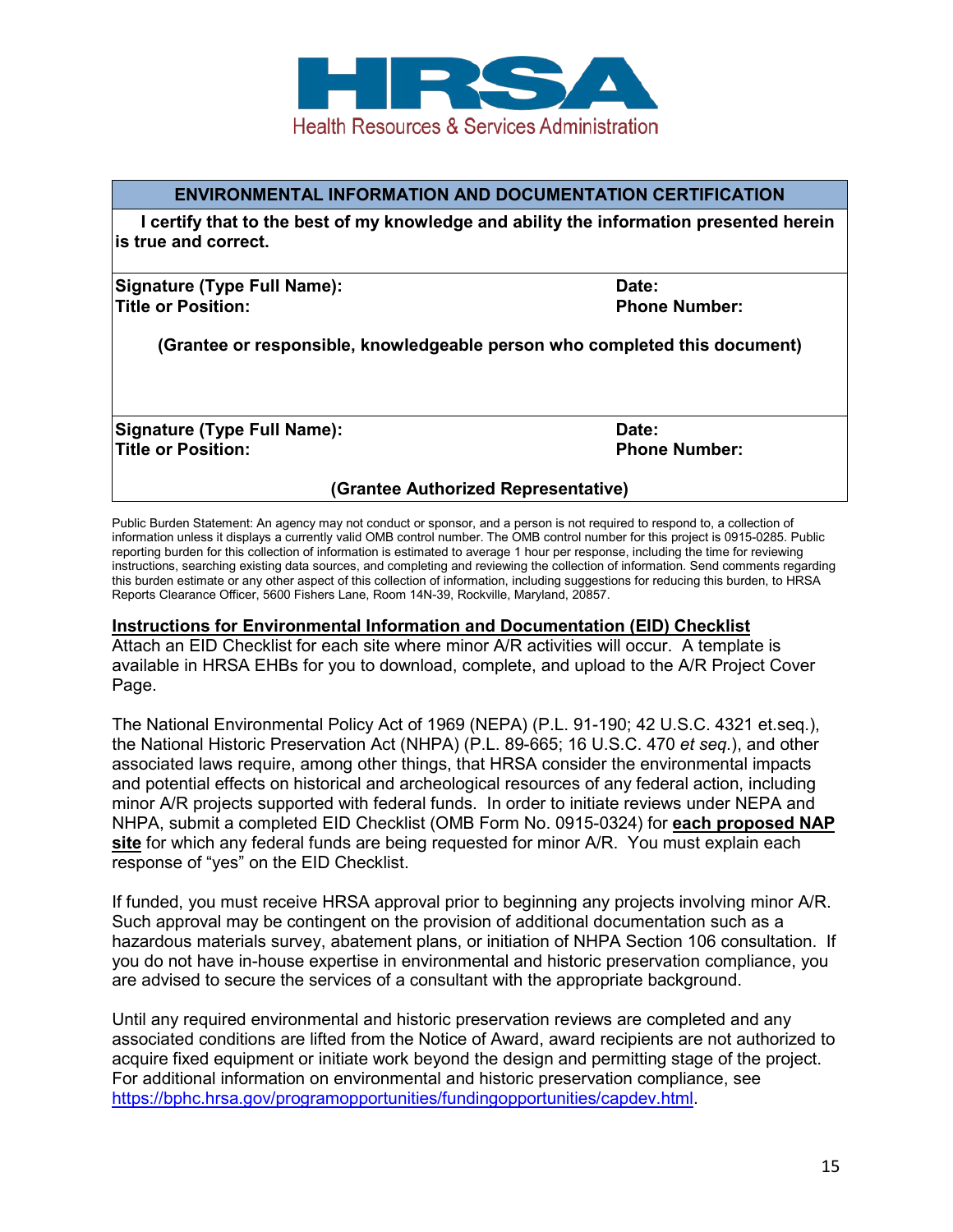HRSA

Health Resources & Services Administration

| ENVIRONMENTAL INFORMATION AND DOCUMENTATION CERTIFICATION | |
|---|---|
| **I certify that to the best of my knowledge and ability the information presented herein is true and correct.** | |
| **Signature (Type Full Name):**<br>**Title or Position:** | **Date:**<br>**Phone Number:** |
| **(Grantee or responsible, knowledgeable person who completed this document)** | |
| **Signature (Type Full Name):**<br>**Title or Position:** | **Date:**<br>**Phone Number:** |
| **(Grantee Authorized Representative)** | |

Public Burden Statement: An agency may not conduct or sponsor, and a person is not required to respond to, a collection of information unless it displays a currently valid OMB control number. The OMB control number for this project is 0915-0285. Public reporting burden for this collection of information is estimated to average 1 hour per response, including the time for reviewing instructions, searching existing data sources, and completing and reviewing the collection of information. Send comments regarding this burden estimate or any other aspect of this collection of information, including suggestions for reducing this burden, to HRSA Reports Clearance Officer, 5600 Fishers Lane, Room 14N-39, Rockville, Maryland, 20857.

**Instructions for Environmental Information and Documentation (EID) Checklist**

Attach an EID Checklist for each site where minor A/R activities will occur. A template is available in HRSA EHBs for you to download, complete, and upload to the A/R Project Cover Page.

The National Environmental Policy Act of 1969 (NEPA) (P.L. 91-190; 42 U.S.C. 4321 et.seq.), the National Historic Preservation Act (NHPA) (P.L. 89-665; 16 U.S.C. 470 *et seq.*), and other associated laws require, among other things, that HRSA consider the environmental impacts and potential effects on historical and archeological resources of any federal action, including minor A/R projects supported with federal funds. In order to initiate reviews under NEPA and NHPA, submit a completed EID Checklist (OMB Form No. 0915-0324) for **each proposed NAP site** for which any federal funds are being requested for minor A/R. You must explain each response of "yes" on the EID Checklist.

If funded, you must receive HRSA approval prior to beginning any projects involving minor A/R. Such approval may be contingent on the provision of additional documentation such as a hazardous materials survey, abatement plans, or initiation of NHPA Section 106 consultation. If you do not have in-house expertise in environmental and historic preservation compliance, you are advised to secure the services of a consultant with the appropriate background.

Until any required environmental and historic preservation reviews are completed and any associated conditions are lifted from the Notice of Award, award recipients are not authorized to acquire fixed equipment or initiate work beyond the design and permitting stage of the project. For additional information on environmental and historic preservation compliance, see https://bphc.hrsa.gov/programopportunities/fundingopportunities/capdev.html.